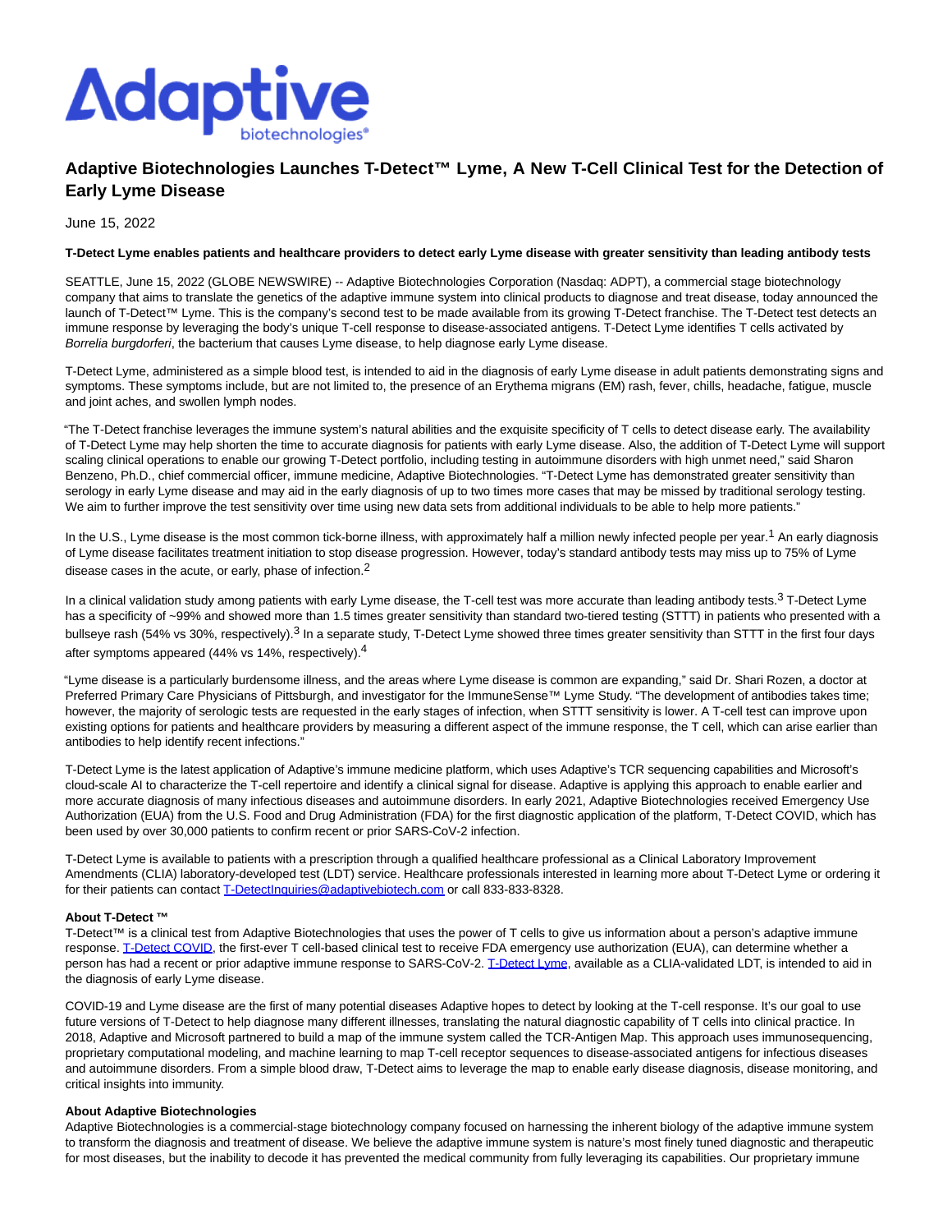# Adaptive Biotechnologies Launches T-Detect™ Lyme, A New T-Cell Clinical Test for the Detection of Early Lyme Disease

June 15, 2022

**T-Detect Lyme enables patients and healthcare providers to detect early Lyme disease with greater sensitivity than leading antibody tests**

SEATTLE, June 15, 2022 (GLOBE NEWSWIRE) -- Adaptive Biotechnologies Corporation (Nasdaq: ADPT), a commercial stage biotechnology company that aims to translate the genetics of the adaptive immune system into clinical products to diagnose and treat disease, today announced the launch of T-Detect™ Lyme. This is the company's second test to be made available from its growing T-Detect franchise. The T-Detect test detects an immune response by leveraging the body's unique T-cell response to disease-associated antigens. T-Detect Lyme identifies T cells activated by *Borrelia burgdorferi*, the bacterium that causes Lyme disease, to help diagnose early Lyme disease.

T-Detect Lyme, administered as a simple blood test, is intended to aid in the diagnosis of early Lyme disease in adult patients demonstrating signs and symptoms. These symptoms include, but are not limited to, the presence of an Erythema migrans (EM) rash, fever, chills, headache, fatigue, muscle and joint aches, and swollen lymph nodes.

"The T-Detect franchise leverages the immune system's natural abilities and the exquisite specificity of T cells to detect disease early. The availability of T-Detect Lyme may help shorten the time to accurate diagnosis for patients with early Lyme disease. Also, the addition of T-Detect Lyme will support scaling clinical operations to enable our growing T-Detect portfolio, including testing in autoimmune disorders with high unmet need," said Sharon Benzeno, Ph.D., chief commercial officer, immune medicine, Adaptive Biotechnologies. "T-Detect Lyme has demonstrated greater sensitivity than serology in early Lyme disease and may aid in the early diagnosis of up to two times more cases that may be missed by traditional serology testing. We aim to further improve the test sensitivity over time using new data sets from additional individuals to be able to help more patients."

In the U.S., Lyme disease is the most common tick-borne illness, with approximately half a million newly infected people per year.[1] An early diagnosis of Lyme disease facilitates treatment initiation to stop disease progression. However, today's standard antibody tests may miss up to 75% of Lyme disease cases in the acute, or early, phase of infection.[2]

In a clinical validation study among patients with early Lyme disease, the T-cell test was more accurate than leading antibody tests.[3] T-Detect Lyme has a specificity of ~99% and showed more than 1.5 times greater sensitivity than standard two-tiered testing (STTT) in patients who presented with a bullseye rash (54% vs 30%, respectively).[3] In a separate study, T-Detect Lyme showed three times greater sensitivity than STTT in the first four days after symptoms appeared (44% vs 14%, respectively).[4]

"Lyme disease is a particularly burdensome illness, and the areas where Lyme disease is common are expanding," said Dr. Shari Rozen, a doctor at Preferred Primary Care Physicians of Pittsburgh, and investigator for the ImmuneSense™ Lyme Study. "The development of antibodies takes time; however, the majority of serologic tests are requested in the early stages of infection, when STTT sensitivity is lower. A T-cell test can improve upon existing options for patients and healthcare providers by measuring a different aspect of the immune response, the T cell, which can arise earlier than antibodies to help identify recent infections."

T-Detect Lyme is the latest application of Adaptive's immune medicine platform, which uses Adaptive's TCR sequencing capabilities and Microsoft's cloud-scale AI to characterize the T-cell repertoire and identify a clinical signal for disease. Adaptive is applying this approach to enable earlier and more accurate diagnosis of many infectious diseases and autoimmune disorders. In early 2021, Adaptive Biotechnologies received Emergency Use Authorization (EUA) from the U.S. Food and Drug Administration (FDA) for the first diagnostic application of the platform, T-Detect COVID, which has been used by over 30,000 patients to confirm recent or prior SARS-CoV-2 infection.

T-Detect Lyme is available to patients with a prescription through a qualified healthcare professional as a Clinical Laboratory Improvement Amendments (CLIA) laboratory-developed test (LDT) service. Healthcare professionals interested in learning more about T-Detect Lyme or ordering it for their patients can contact T-DetectInquiries@adaptivebiotech.com or call 833-833-8328.

**About T-Detect ™**

T-Detect™ is a clinical test from Adaptive Biotechnologies that uses the power of T cells to give us information about a person's adaptive immune response. T-Detect COVID, the first-ever T cell-based clinical test to receive FDA emergency use authorization (EUA), can determine whether a person has had a recent or prior adaptive immune response to SARS-CoV-2. T-Detect Lyme, available as a CLIA-validated LDT, is intended to aid in the diagnosis of early Lyme disease.

COVID-19 and Lyme disease are the first of many potential diseases Adaptive hopes to detect by looking at the T-cell response. It's our goal to use future versions of T-Detect to help diagnose many different illnesses, translating the natural diagnostic capability of T cells into clinical practice. In 2018, Adaptive and Microsoft partnered to build a map of the immune system called the TCR-Antigen Map. This approach uses immunosequencing, proprietary computational modeling, and machine learning to map T-cell receptor sequences to disease-associated antigens for infectious diseases and autoimmune disorders. From a simple blood draw, T-Detect aims to leverage the map to enable early disease diagnosis, disease monitoring, and critical insights into immunity.

**About Adaptive Biotechnologies**

Adaptive Biotechnologies is a commercial-stage biotechnology company focused on harnessing the inherent biology of the adaptive immune system to transform the diagnosis and treatment of disease. We believe the adaptive immune system is nature's most finely tuned diagnostic and therapeutic for most diseases, but the inability to decode it has prevented the medical community from fully leveraging its capabilities. Our proprietary immune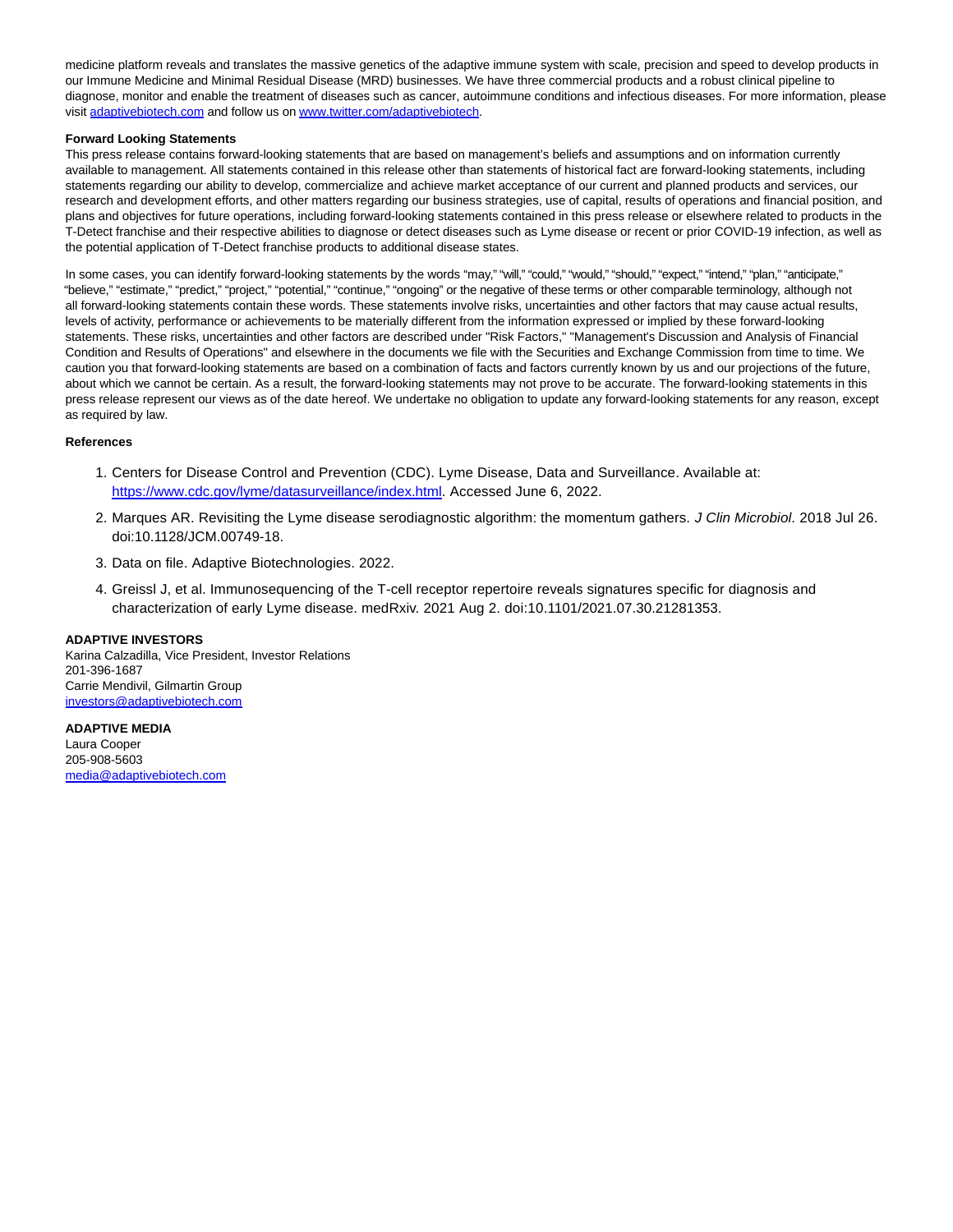medicine platform reveals and translates the massive genetics of the adaptive immune system with scale, precision and speed to develop products in our Immune Medicine and Minimal Residual Disease (MRD) businesses. We have three commercial products and a robust clinical pipeline to diagnose, monitor and enable the treatment of diseases such as cancer, autoimmune conditions and infectious diseases. For more information, please visit [adaptivebiotech.com](adaptivebiotech.com) and follow us on [www.twitter.com/adaptivebiotech](www.twitter.com/adaptivebiotech).

**Forward Looking Statements**

This press release contains forward-looking statements that are based on management's beliefs and assumptions and on information currently available to management. All statements contained in this release other than statements of historical fact are forward-looking statements, including statements regarding our ability to develop, commercialize and achieve market acceptance of our current and planned products and services, our research and development efforts, and other matters regarding our business strategies, use of capital, results of operations and financial position, and plans and objectives for future operations, including forward-looking statements contained in this press release or elsewhere related to products in the T-Detect franchise and their respective abilities to diagnose or detect diseases such as Lyme disease or recent or prior COVID-19 infection, as well as the potential application of T-Detect franchise products to additional disease states.

In some cases, you can identify forward-looking statements by the words "may," "will," "could," "would," "should," "expect," "intend," "plan," "anticipate," "believe," "estimate," "predict," "project," "potential," "continue," "ongoing" or the negative of these terms or other comparable terminology, although not all forward-looking statements contain these words. These statements involve risks, uncertainties and other factors that may cause actual results, levels of activity, performance or achievements to be materially different from the information expressed or implied by these forward-looking statements. These risks, uncertainties and other factors are described under "Risk Factors," "Management's Discussion and Analysis of Financial Condition and Results of Operations" and elsewhere in the documents we file with the Securities and Exchange Commission from time to time. We caution you that forward-looking statements are based on a combination of facts and factors currently known by us and our projections of the future, about which we cannot be certain. As a result, the forward-looking statements may not prove to be accurate. The forward-looking statements in this press release represent our views as of the date hereof. We undertake no obligation to update any forward-looking statements for any reason, except as required by law.

**References**

1. Centers for Disease Control and Prevention (CDC). Lyme Disease, Data and Surveillance. Available at: [https://www.cdc.gov/lyme/datasurveillance/index.html](https://www.cdc.gov/lyme/datasurveillance/index.html). Accessed June 6, 2022.
2. Marques AR. Revisiting the Lyme disease serodiagnostic algorithm: the momentum gathers. *J Clin Microbiol*. 2018 Jul 26. doi:10.1128/JCM.00749-18.
3. Data on file. Adaptive Biotechnologies. 2022.
4. Greissl J, et al. Immunosequencing of the T-cell receptor repertoire reveals signatures specific for diagnosis and characterization of early Lyme disease. medRxiv. 2021 Aug 2. doi:10.1101/2021.07.30.21281353.

**ADAPTIVE INVESTORS**
Karina Calzadilla, Vice President, Investor Relations
201-396-1687
Carrie Mendivil, Gilmartin Group
[investors@adaptivebiotech.com](mailto:investors@adaptivebiotech.com)

**ADAPTIVE MEDIA**
Laura Cooper
205-908-5603
[media@adaptivebiotech.com](mailto:media@adaptivebiotech.com)